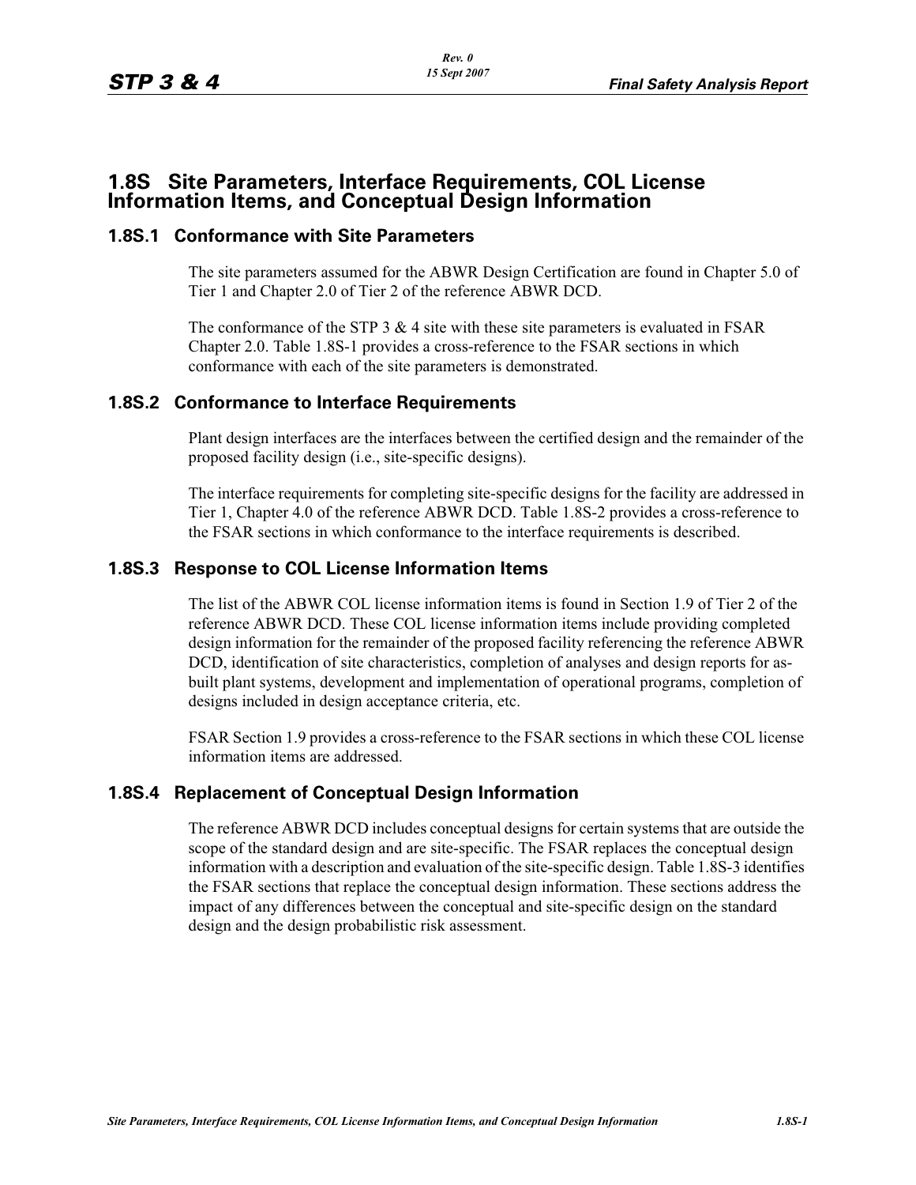# 1.8S Site Parameters, Interface Requirements, COL License Information Items, and Conceptual Design Information

## 1.8S.1 Conformance with Site Parameters

The site parameters assumed for the ABWR Design Certification are found in Chapter 5.0 of Tier 1 and Chapter 2.0 of Tier 2 of the reference ABWR DCD.

The conformance of the STP 3 & 4 site with these site parameters is evaluated in FSAR Chapter 2.0. Table 1.8S-1 provides a cross-reference to the FSAR sections in which conformance with each of the site parameters is demonstrated.

## 1.8S.2 Conformance to Interface Requirements

Plant design interfaces are the interfaces between the certified design and the remainder of the proposed facility design (i.e., site-specific designs).

The interface requirements for completing site-specific designs for the facility are addressed in Tier 1, Chapter 4.0 of the reference ABWR DCD. Table 1.8S-2 provides a cross-reference to the FSAR sections in which conformance to the interface requirements is described.

## 1.8S.3 Response to COL License Information Items

The list of the ABWR COL license information items is found in Section 1.9 of Tier 2 of the reference ABWR DCD. These COL license information items include providing completed design information for the remainder of the proposed facility referencing the reference ABWR DCD, identification of site characteristics, completion of analyses and design reports for as-built plant systems, development and implementation of operational programs, completion of designs included in design acceptance criteria, etc.

FSAR Section 1.9 provides a cross-reference to the FSAR sections in which these COL license information items are addressed.

## 1.8S.4 Replacement of Conceptual Design Information

The reference ABWR DCD includes conceptual designs for certain systems that are outside the scope of the standard design and are site-specific. The FSAR replaces the conceptual design information with a description and evaluation of the site-specific design. Table 1.8S-3 identifies the FSAR sections that replace the conceptual design information. These sections address the impact of any differences between the conceptual and site-specific design on the standard design and the design probabilistic risk assessment.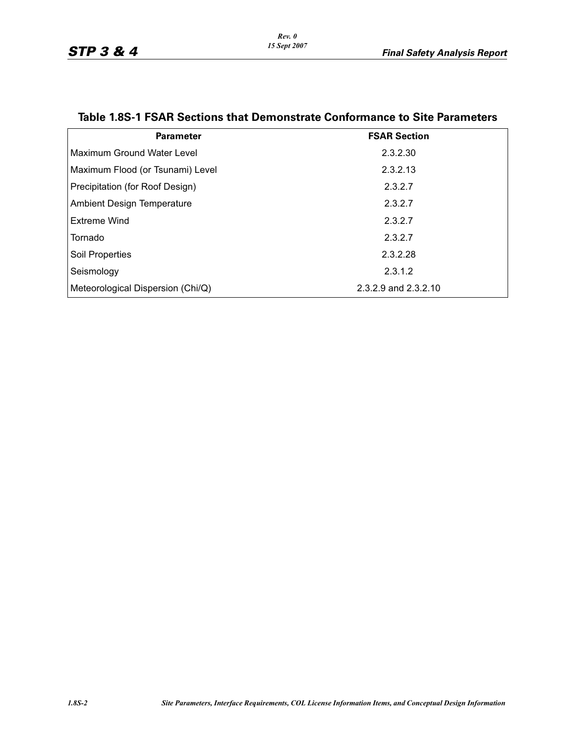## Table 1.8S-1 FSAR Sections that Demonstrate Conformance to Site Parameters

| Parameter | FSAR Section |
|---|---|
| Maximum Ground Water Level | 2.3.2.30 |
| Maximum Flood (or Tsunami) Level | 2.3.2.13 |
| Precipitation (for Roof Design) | 2.3.2.7 |
| Ambient Design Temperature | 2.3.2.7 |
| Extreme Wind | 2.3.2.7 |
| Tornado | 2.3.2.7 |
| Soil Properties | 2.3.2.28 |
| Seismology | 2.3.1.2 |
| Meteorological Dispersion (Chi/Q) | 2.3.2.9 and 2.3.2.10 |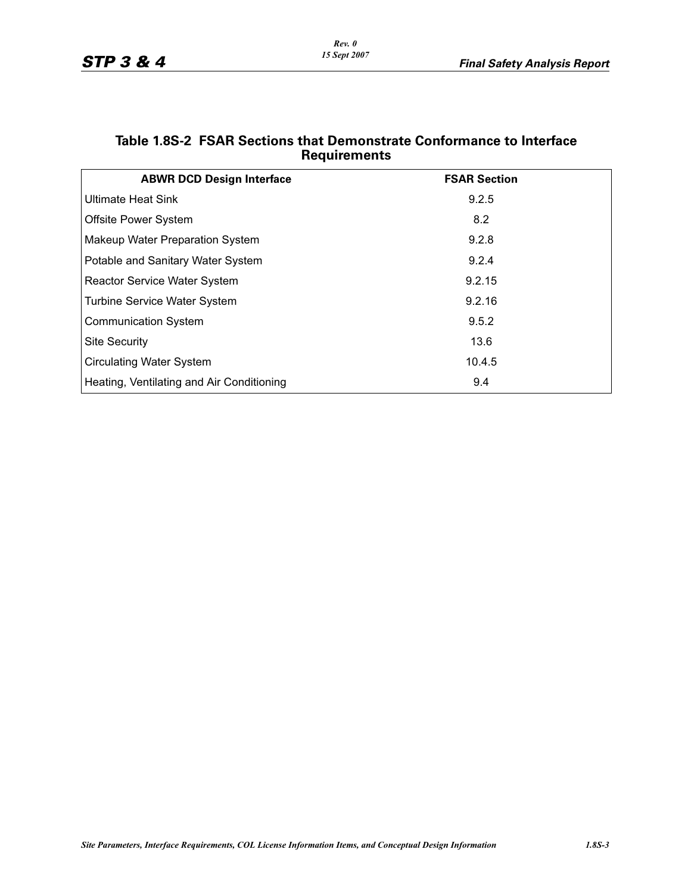## Table 1.8S-2 FSAR Sections that Demonstrate Conformance to Interface Requirements

| ABWR DCD Design Interface | FSAR Section |
|---|---|
| Ultimate Heat Sink | 9.2.5 |
| Offsite Power System | 8.2 |
| Makeup Water Preparation System | 9.2.8 |
| Potable and Sanitary Water System | 9.2.4 |
| Reactor Service Water System | 9.2.15 |
| Turbine Service Water System | 9.2.16 |
| Communication System | 9.5.2 |
| Site Security | 13.6 |
| Circulating Water System | 10.4.5 |
| Heating, Ventilating and Air Conditioning | 9.4 |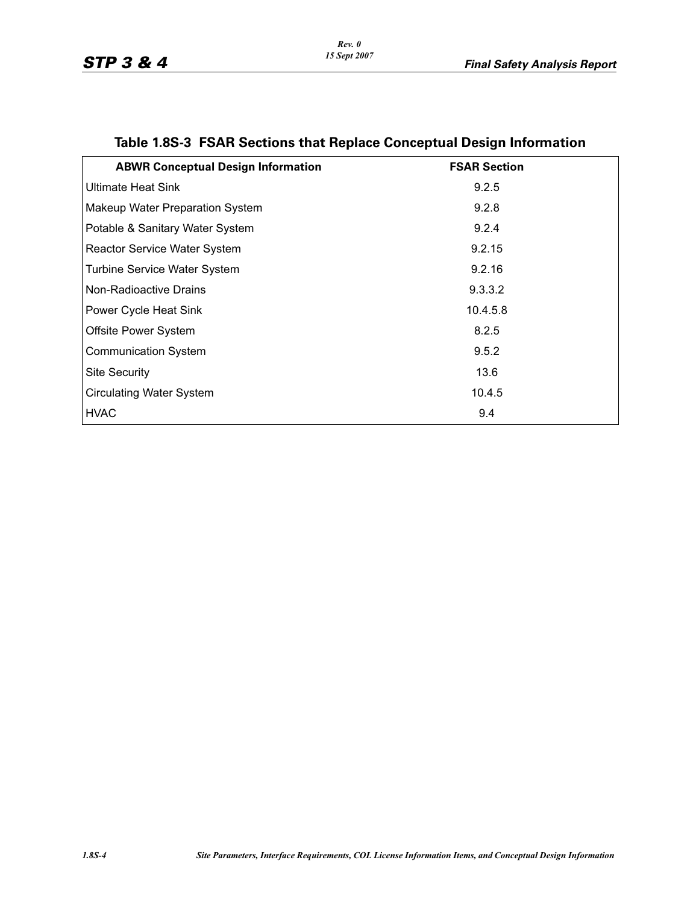## Table 1.8S-3 FSAR Sections that Replace Conceptual Design Information

| ABWR Conceptual Design Information | FSAR Section |
|---|---|
| Ultimate Heat Sink | 9.2.5 |
| Makeup Water Preparation System | 9.2.8 |
| Potable & Sanitary Water System | 9.2.4 |
| Reactor Service Water System | 9.2.15 |
| Turbine Service Water System | 9.2.16 |
| Non-Radioactive Drains | 9.3.3.2 |
| Power Cycle Heat Sink | 10.4.5.8 |
| Offsite Power System | 8.2.5 |
| Communication System | 9.5.2 |
| Site Security | 13.6 |
| Circulating Water System | 10.4.5 |
| HVAC | 9.4 |